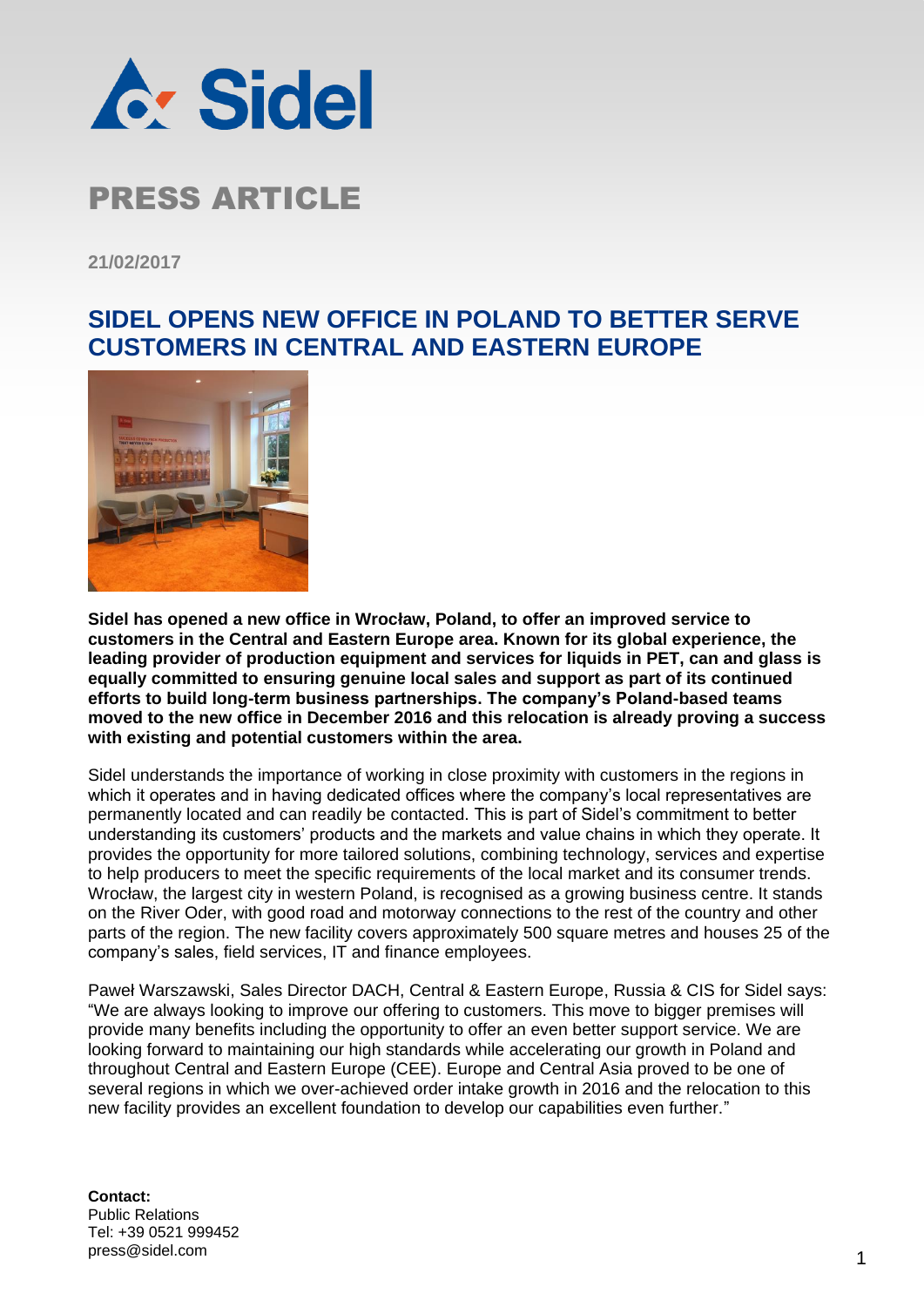# PRESS ARTICLE

21/02/2017

## SIDEL OPENS NEW OFFICE IN POLAND TO BETTER SERVE CUSTOMERS IN CENTRAL AND EASTERN EUROPE

**Sidel has opened a new office in Wrocław, Poland, to offer an improved service to customers in the Central and Eastern Europe area. Known for its global experience, the leading provider of production equipment and services for liquids in PET, can and glass is equally committed to ensuring genuine local sales and support as part of its continued efforts to build long-term business partnerships. The company's Poland-based teams moved to the new office in December 2016 and this relocation is already proving a success with existing and potential customers within the area.**

Sidel understands the importance of working in close proximity with customers in the regions in which it operates and in having dedicated offices where the company's local representatives are permanently located and can readily be contacted. This is part of Sidel's commitment to better understanding its customers' products and the markets and value chains in which they operate. It provides the opportunity for more tailored solutions, combining technology, services and expertise to help producers to meet the specific requirements of the local market and its consumer trends. Wrocław, the largest city in western Poland, is recognised as a growing business centre. It stands on the River Oder, with good road and motorway connections to the rest of the country and other parts of the region. The new facility covers approximately 500 square metres and houses 25 of the company's sales, field services, IT and finance employees.

Paweł Warszawski, Sales Director DACH, Central & Eastern Europe, Russia & CIS for Sidel says: "We are always looking to improve our offering to customers. This move to bigger premises will provide many benefits including the opportunity to offer an even better support service. We are looking forward to maintaining our high standards while accelerating our growth in Poland and throughout Central and Eastern Europe (CEE). Europe and Central Asia proved to be one of several regions in which we over-achieved order intake growth in 2016 and the relocation to this new facility provides an excellent foundation to develop our capabilities even further."

**Contact:**
Public Relations
Tel: +39 0521 999452
press@sidel.com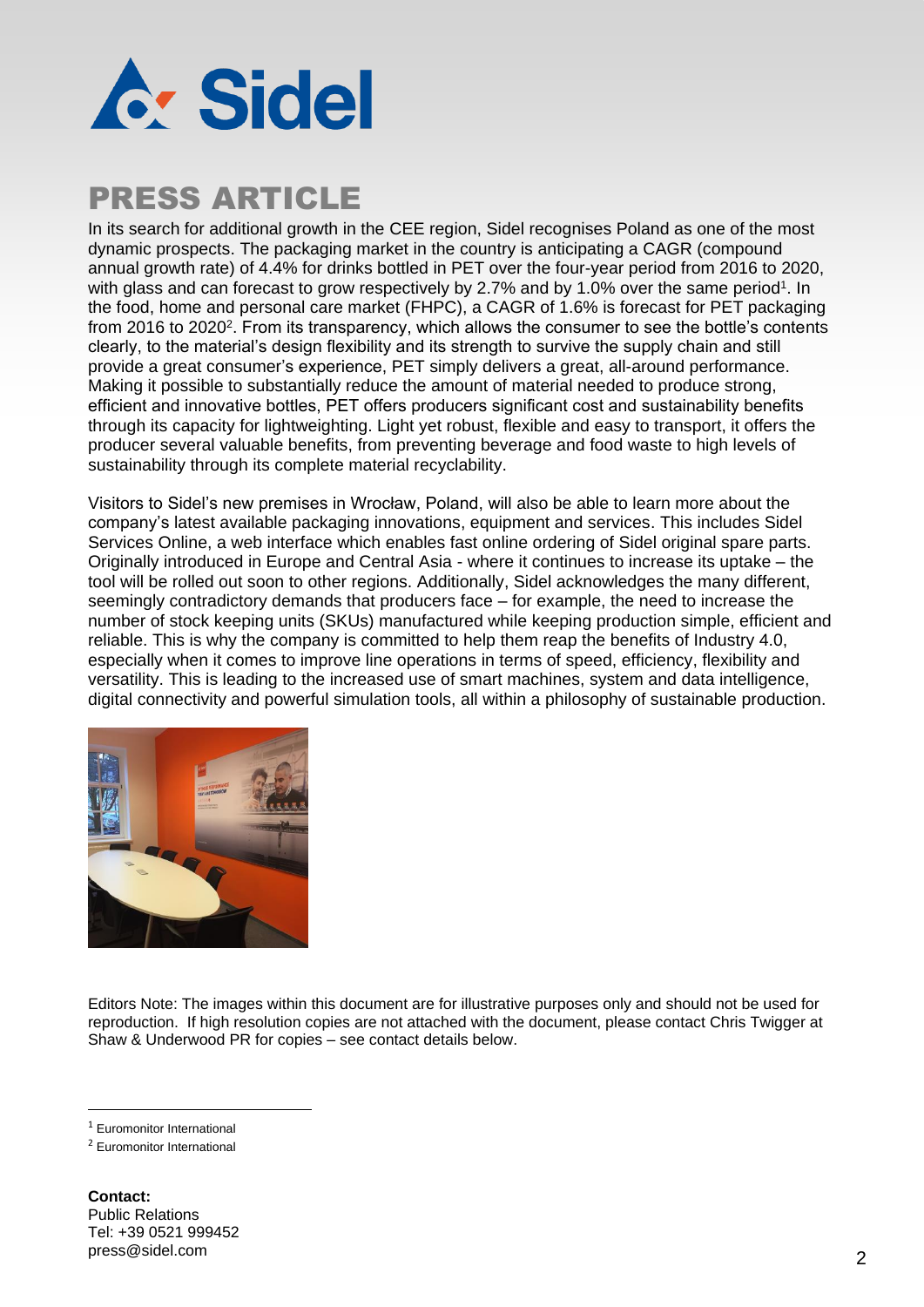# PRESS ARTICLE

In its search for additional growth in the CEE region, Sidel recognises Poland as one of the most dynamic prospects. The packaging market in the country is anticipating a CAGR (compound annual growth rate) of 4.4% for drinks bottled in PET over the four-year period from 2016 to 2020, with glass and can forecast to grow respectively by 2.7% and by 1.0% over the same period[1]. In the food, home and personal care market (FHPC), a CAGR of 1.6% is forecast for PET packaging from 2016 to 2020[2]. From its transparency, which allows the consumer to see the bottle's contents clearly, to the material's design flexibility and its strength to survive the supply chain and still provide a great consumer's experience, PET simply delivers a great, all-around performance. Making it possible to substantially reduce the amount of material needed to produce strong, efficient and innovative bottles, PET offers producers significant cost and sustainability benefits through its capacity for lightweighting. Light yet robust, flexible and easy to transport, it offers the producer several valuable benefits, from preventing beverage and food waste to high levels of sustainability through its complete material recyclability.

Visitors to Sidel's new premises in Wrocław, Poland, will also be able to learn more about the company's latest available packaging innovations, equipment and services. This includes Sidel Services Online, a web interface which enables fast online ordering of Sidel original spare parts. Originally introduced in Europe and Central Asia - where it continues to increase its uptake – the tool will be rolled out soon to other regions. Additionally, Sidel acknowledges the many different, seemingly contradictory demands that producers face – for example, the need to increase the number of stock keeping units (SKUs) manufactured while keeping production simple, efficient and reliable. This is why the company is committed to help them reap the benefits of Industry 4.0, especially when it comes to improve line operations in terms of speed, efficiency, flexibility and versatility. This is leading to the increased use of smart machines, system and data intelligence, digital connectivity and powerful simulation tools, all within a philosophy of sustainable production.

Editors Note: The images within this document are for illustrative purposes only and should not be used for reproduction. If high resolution copies are not attached with the document, please contact Chris Twigger at Shaw & Underwood PR for copies – see contact details below.

---

[1] Euromonitor International

[2] Euromonitor International

**Contact:**
Public Relations
Tel: +39 0521 999452
press@sidel.com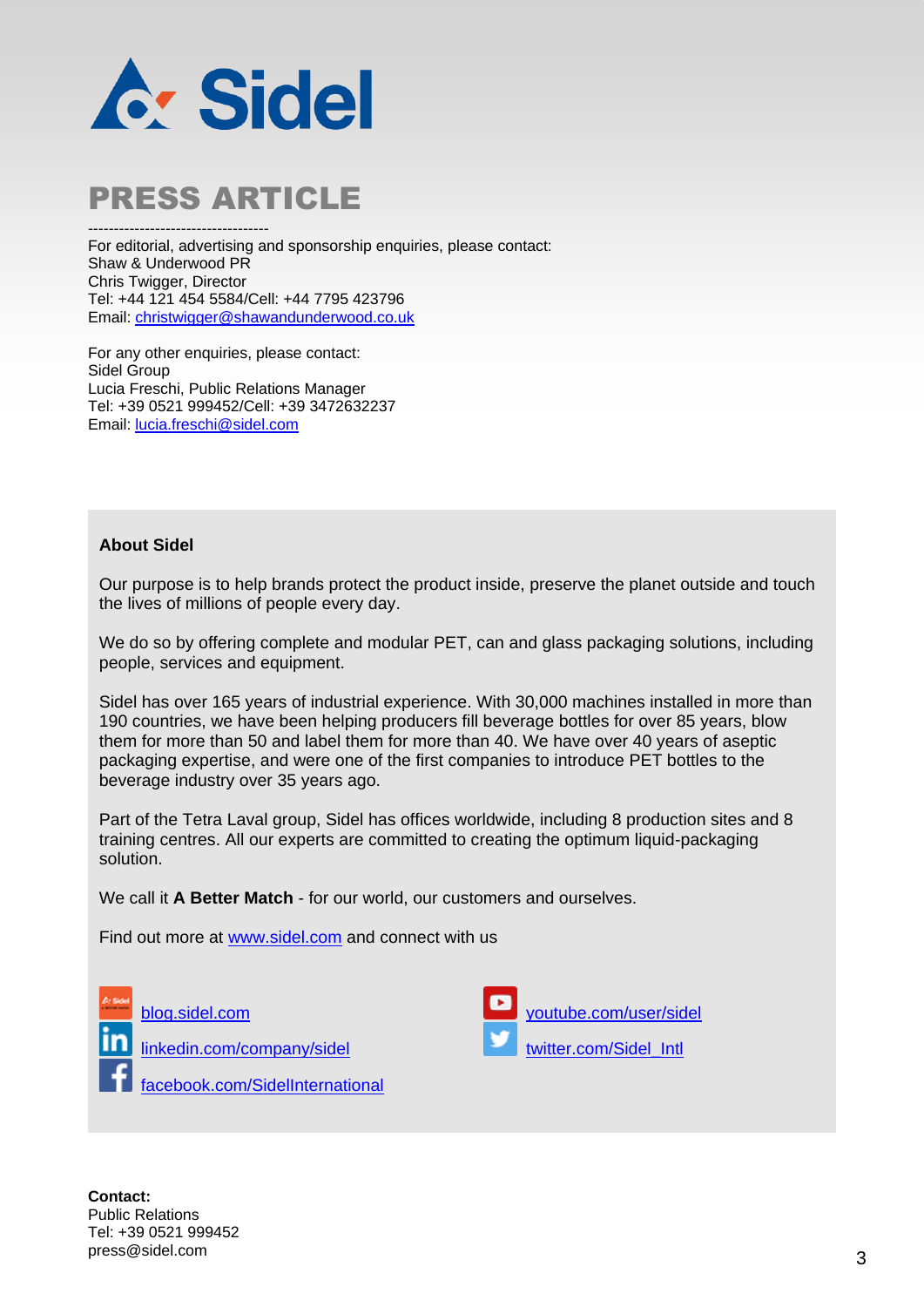# PRESS ARTICLE

-----------------------------------

For editorial, advertising and sponsorship enquiries, please contact:
Shaw & Underwood PR
Chris Twigger, Director
Tel: +44 121 454 5584/Cell: +44 7795 423796
Email: christwigger@shawandunderwood.co.uk

For any other enquiries, please contact:
Sidel Group
Lucia Freschi, Public Relations Manager
Tel: +39 0521 999452/Cell: +39 3472632237
Email: lucia.freschi@sidel.com

**About Sidel**

Our purpose is to help brands protect the product inside, preserve the planet outside and touch the lives of millions of people every day.

We do so by offering complete and modular PET, can and glass packaging solutions, including people, services and equipment.

Sidel has over 165 years of industrial experience. With 30,000 machines installed in more than 190 countries, we have been helping producers fill beverage bottles for over 85 years, blow them for more than 50 and label them for more than 40. We have over 40 years of aseptic packaging expertise, and were one of the first companies to introduce PET bottles to the beverage industry over 35 years ago.

Part of the Tetra Laval group, Sidel has offices worldwide, including 8 production sites and 8 training centres. All our experts are committed to creating the optimum liquid-packaging solution.

We call it **A Better Match** - for our world, our customers and ourselves.

Find out more at www.sidel.com and connect with us

blog.sidel.com
linkedin.com/company/sidel
facebook.com/SidelInternational
youtube.com/user/sidel
twitter.com/Sidel_Intl

**Contact:**
Public Relations
Tel: +39 0521 999452
press@sidel.com